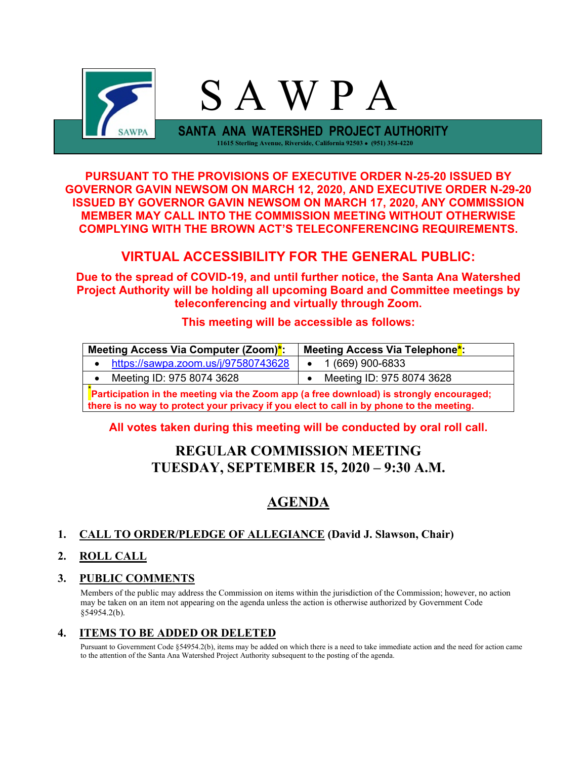# S A W P A

**SANTA ANA WATERSHED PROJECT AUTHORITY**

11615 Sterling Avenue, Riverside, California 92503 • (951) 354-4220

**PURSUANT TO THE PROVISIONS OF EXECUTIVE ORDER N-25-20 ISSUED BY GOVERNOR GAVIN NEWSOM ON MARCH 12, 2020, AND EXECUTIVE ORDER N-29-20 ISSUED BY GOVERNOR GAVIN NEWSOM ON MARCH 17, 2020, ANY COMMISSION MEMBER MAY CALL INTO THE COMMISSION MEETING WITHOUT OTHERWISE COMPLYING WITH THE BROWN ACT'S TELECONFERENCING REQUIREMENTS.**

## VIRTUAL ACCESSIBILITY FOR THE GENERAL PUBLIC:

**Due to the spread of COVID-19, and until further notice, the Santa Ana Watershed Project Authority will be holding all upcoming Board and Committee meetings by teleconferencing and virtually through Zoom.**

**This meeting will be accessible as follows:**

| Meeting Access Via Computer (Zoom)*: | Meeting Access Via Telephone*: |
|---|---|
| • https://sawpa.zoom.us/j/97580743628 | • 1 (669) 900-6833 |
| • Meeting ID: 975 8074 3628 | • Meeting ID: 975 8074 3628 |
| *Participation in the meeting via the Zoom app (a free download) is strongly encouraged; there is no way to protect your privacy if you elect to call in by phone to the meeting. | |

**All votes taken during this meeting will be conducted by oral roll call.**

## REGULAR COMMISSION MEETING
## TUESDAY, SEPTEMBER 15, 2020 – 9:30 A.M.

## AGENDA

1. **CALL TO ORDER/PLEDGE OF ALLEGIANCE (David J. Slawson, Chair)**

2. **ROLL CALL**

3. **PUBLIC COMMENTS**

   Members of the public may address the Commission on items within the jurisdiction of the Commission; however, no action may be taken on an item not appearing on the agenda unless the action is otherwise authorized by Government Code §54954.2(b).

4. **ITEMS TO BE ADDED OR DELETED**

   Pursuant to Government Code §54954.2(b), items may be added on which there is a need to take immediate action and the need for action came to the attention of the Santa Ana Watershed Project Authority subsequent to the posting of the agenda.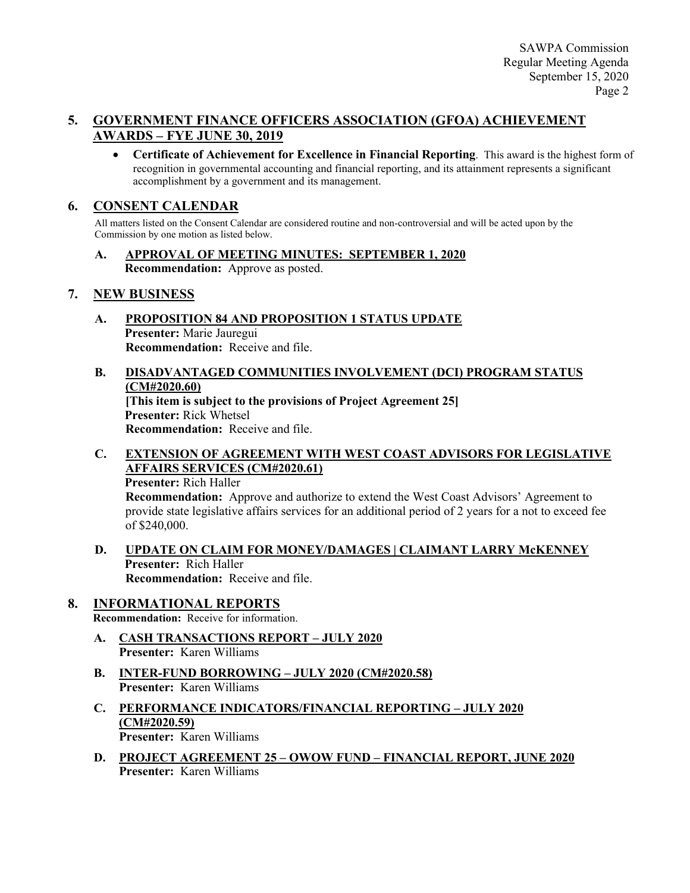## 5. GOVERNMENT FINANCE OFFICERS ASSOCIATION (GFOA) ACHIEVEMENT AWARDS – FYE JUNE 30, 2019

- **Certificate of Achievement for Excellence in Financial Reporting**. This award is the highest form of recognition in governmental accounting and financial reporting, and its attainment represents a significant accomplishment by a government and its management.

## 6. CONSENT CALENDAR

All matters listed on the Consent Calendar are considered routine and non-controversial and will be acted upon by the Commission by one motion as listed below.

**A. APPROVAL OF MEETING MINUTES: SEPTEMBER 1, 2020**
**Recommendation:** Approve as posted.

## 7. NEW BUSINESS

**A. PROPOSITION 84 AND PROPOSITION 1 STATUS UPDATE**
**Presenter:** Marie Jauregui
**Recommendation:** Receive and file.

**B. DISADVANTAGED COMMUNITIES INVOLVEMENT (DCI) PROGRAM STATUS (CM#2020.60)**
**[This item is subject to the provisions of Project Agreement 25]**
**Presenter:** Rick Whetsel
**Recommendation:** Receive and file.

**C. EXTENSION OF AGREEMENT WITH WEST COAST ADVISORS FOR LEGISLATIVE AFFAIRS SERVICES (CM#2020.61)**
**Presenter:** Rich Haller
**Recommendation:** Approve and authorize to extend the West Coast Advisors' Agreement to provide state legislative affairs services for an additional period of 2 years for a not to exceed fee of $240,000.

**D. UPDATE ON CLAIM FOR MONEY/DAMAGES | CLAIMANT LARRY McKENNEY**
**Presenter:** Rich Haller
**Recommendation:** Receive and file.

## 8. INFORMATIONAL REPORTS

**Recommendation:** Receive for information.

**A. CASH TRANSACTIONS REPORT – JULY 2020**
**Presenter:** Karen Williams

**B. INTER-FUND BORROWING – JULY 2020 (CM#2020.58)**
**Presenter:** Karen Williams

**C. PERFORMANCE INDICATORS/FINANCIAL REPORTING – JULY 2020 (CM#2020.59)**
**Presenter:** Karen Williams

**D. PROJECT AGREEMENT 25 – OWOW FUND – FINANCIAL REPORT, JUNE 2020**
**Presenter:** Karen Williams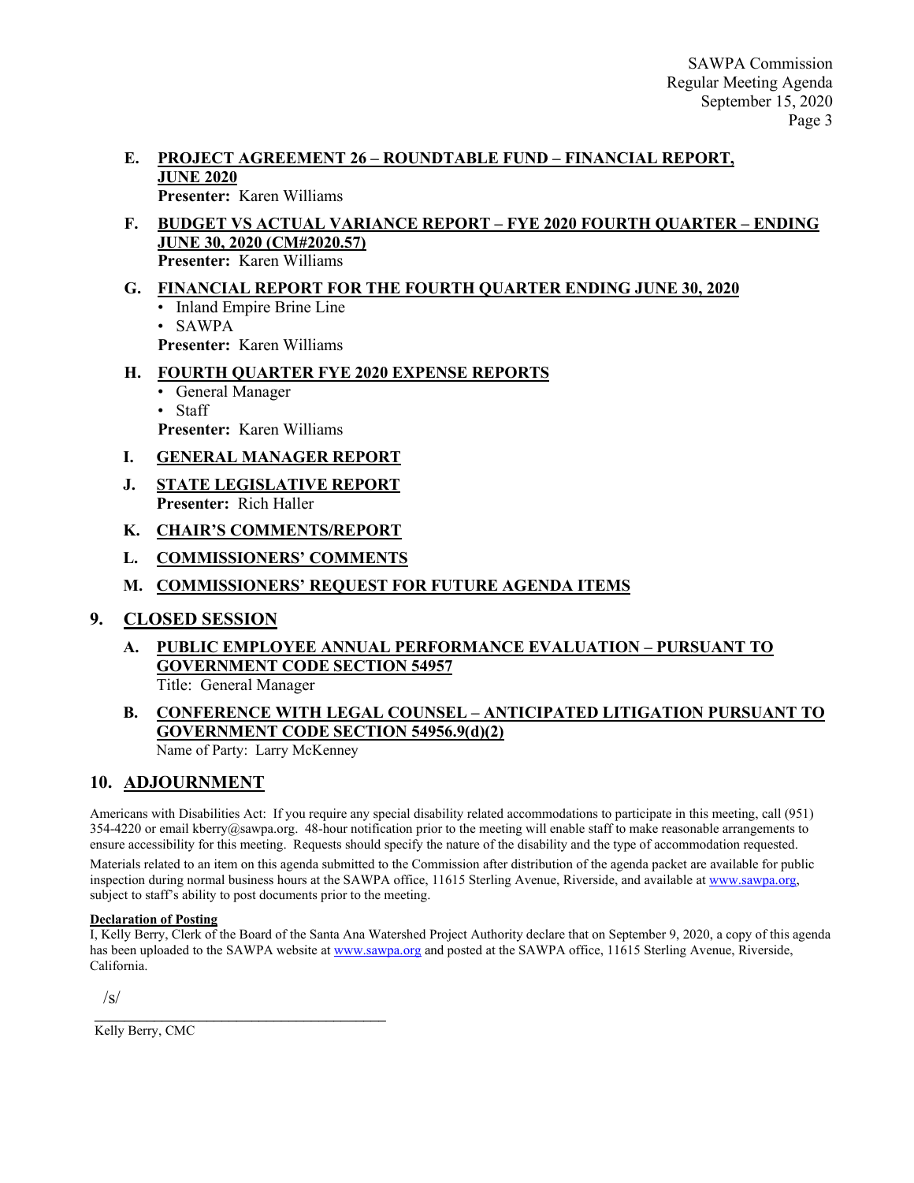**E. PROJECT AGREEMENT 26 – ROUNDTABLE FUND – FINANCIAL REPORT, JUNE 2020**
**Presenter:** Karen Williams

**F. BUDGET VS ACTUAL VARIANCE REPORT – FYE 2020 FOURTH QUARTER – ENDING JUNE 30, 2020 (CM#2020.57)**
**Presenter:** Karen Williams

**G. FINANCIAL REPORT FOR THE FOURTH QUARTER ENDING JUNE 30, 2020**
- Inland Empire Brine Line
- SAWPA

**Presenter:** Karen Williams

**H. FOURTH QUARTER FYE 2020 EXPENSE REPORTS**
- General Manager
- Staff

**Presenter:** Karen Williams

**I. GENERAL MANAGER REPORT**

**J. STATE LEGISLATIVE REPORT**
**Presenter:** Rich Haller

**K. CHAIR'S COMMENTS/REPORT**

**L. COMMISSIONERS' COMMENTS**

**M. COMMISSIONERS' REQUEST FOR FUTURE AGENDA ITEMS**

## 9. CLOSED SESSION

**A. PUBLIC EMPLOYEE ANNUAL PERFORMANCE EVALUATION – PURSUANT TO GOVERNMENT CODE SECTION 54957**
Title: General Manager

**B. CONFERENCE WITH LEGAL COUNSEL – ANTICIPATED LITIGATION PURSUANT TO GOVERNMENT CODE SECTION 54956.9(d)(2)**
Name of Party: Larry McKenney

## 10. ADJOURNMENT

Americans with Disabilities Act: If you require any special disability related accommodations to participate in this meeting, call (951) 354-4220 or email kberry@sawpa.org. 48-hour notification prior to the meeting will enable staff to make reasonable arrangements to ensure accessibility for this meeting. Requests should specify the nature of the disability and the type of accommodation requested.

Materials related to an item on this agenda submitted to the Commission after distribution of the agenda packet are available for public inspection during normal business hours at the SAWPA office, 11615 Sterling Avenue, Riverside, and available at www.sawpa.org, subject to staff's ability to post documents prior to the meeting.

**Declaration of Posting**
I, Kelly Berry, Clerk of the Board of the Santa Ana Watershed Project Authority declare that on September 9, 2020, a copy of this agenda has been uploaded to the SAWPA website at www.sawpa.org and posted at the SAWPA office, 11615 Sterling Avenue, Riverside, California.

/s/
_______________________________________
Kelly Berry, CMC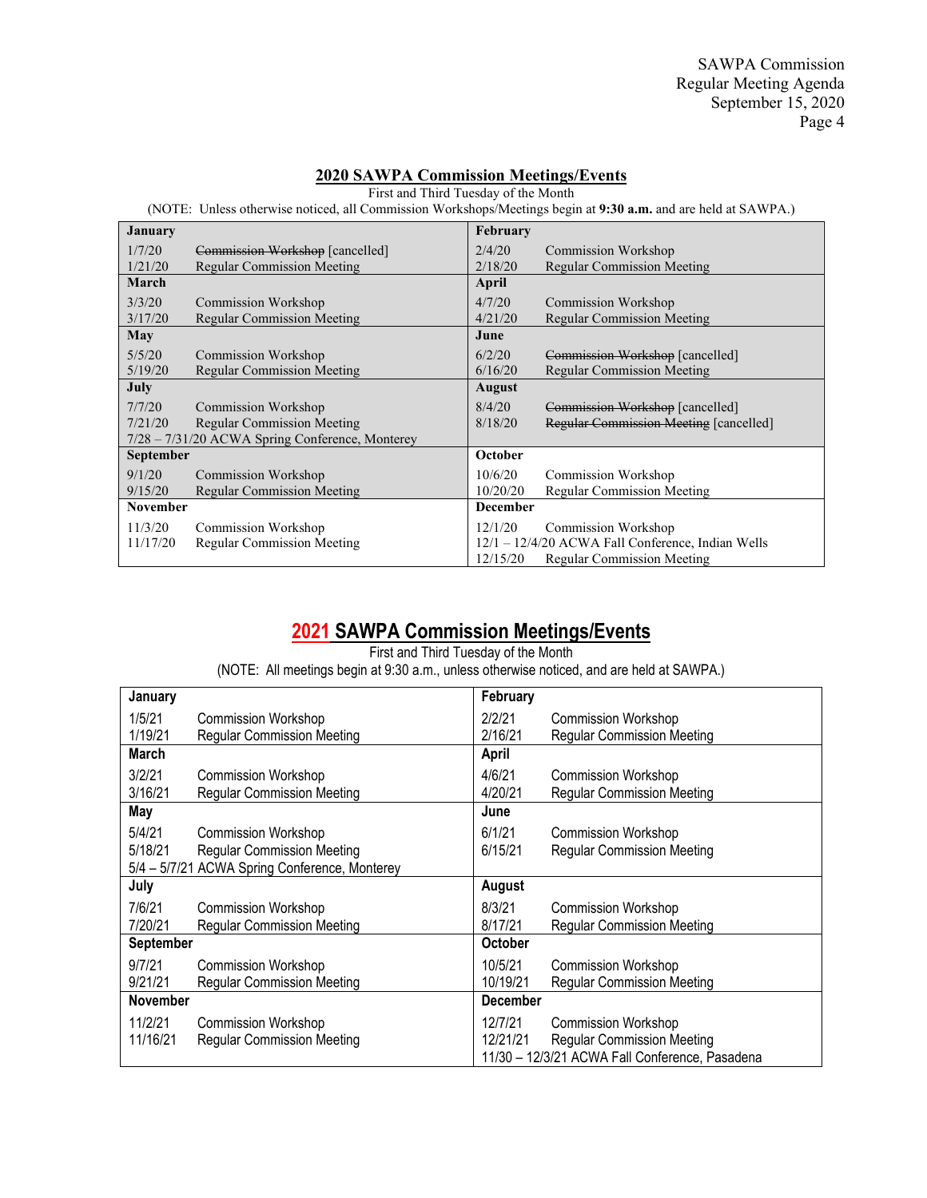## 2020 SAWPA Commission Meetings/Events

First and Third Tuesday of the Month

(NOTE: Unless otherwise noticed, all Commission Workshops/Meetings begin at **9:30 a.m.** and are held at SAWPA.)

| | |
|---|---|
| **January** | **February** |
| 1/7/20 ~~Commission Workshop~~ [cancelled]<br>1/21/20 Regular Commission Meeting | 2/4/20 Commission Workshop<br>2/18/20 Regular Commission Meeting |
| **March** | **April** |
| 3/3/20 Commission Workshop<br>3/17/20 Regular Commission Meeting | 4/7/20 Commission Workshop<br>4/21/20 Regular Commission Meeting |
| **May** | **June** |
| 5/5/20 Commission Workshop<br>5/19/20 Regular Commission Meeting | 6/2/20 ~~Commission Workshop~~ [cancelled]<br>6/16/20 Regular Commission Meeting |
| **July** | **August** |
| 7/7/20 Commission Workshop<br>7/21/20 Regular Commission Meeting<br>7/28 – 7/31/20 ACWA Spring Conference, Monterey | 8/4/20 ~~Commission Workshop~~ [cancelled]<br>8/18/20 ~~Regular Commission Meeting~~ [cancelled] |
| **September** | **October** |
| 9/1/20 Commission Workshop<br>9/15/20 Regular Commission Meeting | 10/6/20 Commission Workshop<br>10/20/20 Regular Commission Meeting |
| **November** | **December** |
| 11/3/20 Commission Workshop<br>11/17/20 Regular Commission Meeting | 12/1/20 Commission Workshop<br>12/1 – 12/4/20 ACWA Fall Conference, Indian Wells<br>12/15/20 Regular Commission Meeting |

## 2021 SAWPA Commission Meetings/Events

First and Third Tuesday of the Month

(NOTE: All meetings begin at 9:30 a.m., unless otherwise noticed, and are held at SAWPA.)

| | |
|---|---|
| **January** | **February** |
| 1/5/21 Commission Workshop<br>1/19/21 Regular Commission Meeting | 2/2/21 Commission Workshop<br>2/16/21 Regular Commission Meeting |
| **March** | **April** |
| 3/2/21 Commission Workshop<br>3/16/21 Regular Commission Meeting | 4/6/21 Commission Workshop<br>4/20/21 Regular Commission Meeting |
| **May** | **June** |
| 5/4/21 Commission Workshop<br>5/18/21 Regular Commission Meeting<br>5/4 – 5/7/21 ACWA Spring Conference, Monterey | 6/1/21 Commission Workshop<br>6/15/21 Regular Commission Meeting |
| **July** | **August** |
| 7/6/21 Commission Workshop<br>7/20/21 Regular Commission Meeting | 8/3/21 Commission Workshop<br>8/17/21 Regular Commission Meeting |
| **September** | **October** |
| 9/7/21 Commission Workshop<br>9/21/21 Regular Commission Meeting | 10/5/21 Commission Workshop<br>10/19/21 Regular Commission Meeting |
| **November** | **December** |
| 11/2/21 Commission Workshop<br>11/16/21 Regular Commission Meeting | 12/7/21 Commission Workshop<br>12/21/21 Regular Commission Meeting<br>11/30 – 12/3/21 ACWA Fall Conference, Pasadena |